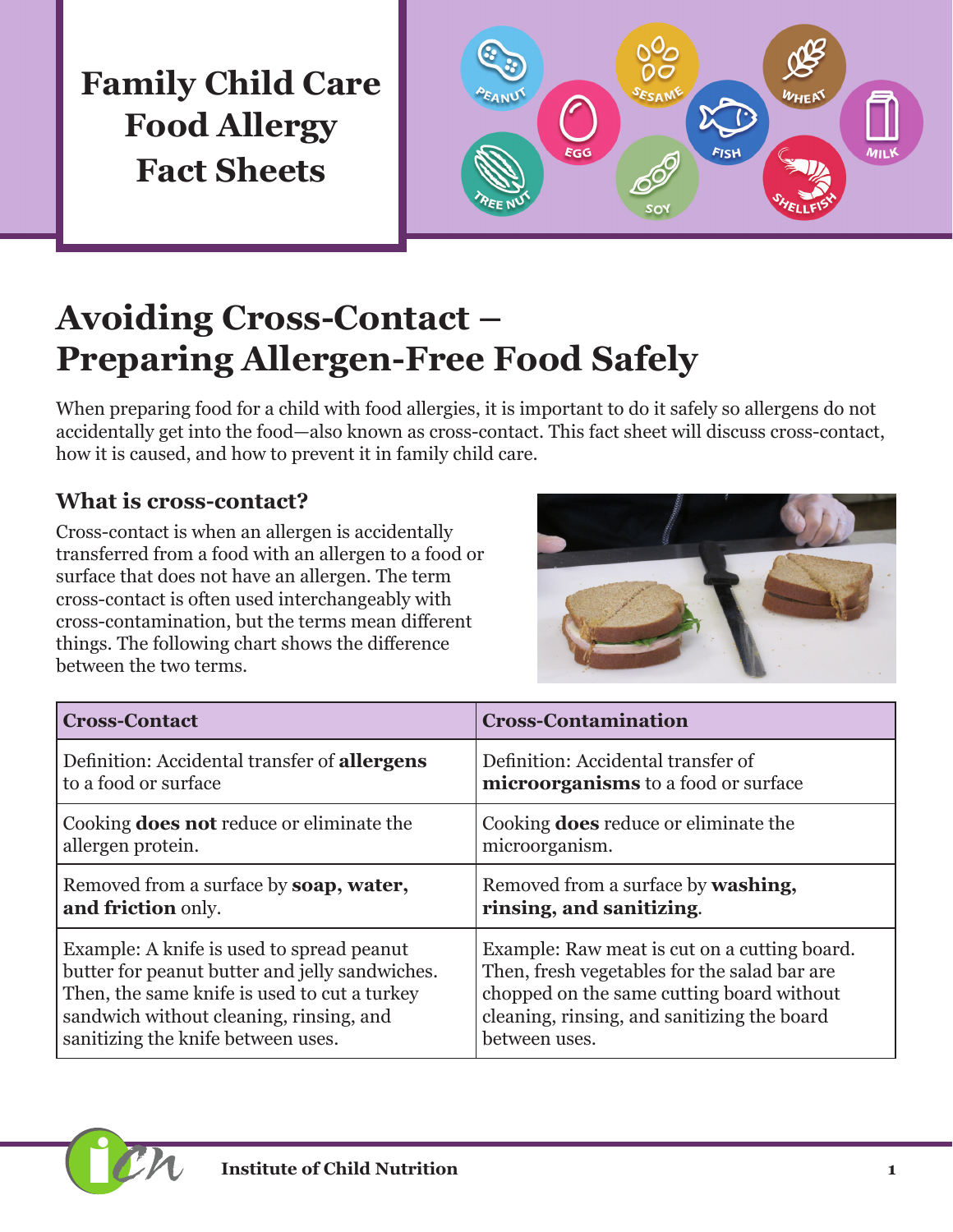# Family Child Care Food Allergy Fact Sheets

PEANUT EGG SESAME FISH WHEAT MILK TREE NUT SOY SHELLFISH

## Avoiding Cross-Contact – Preparing Allergen-Free Food Safely

When preparing food for a child with food allergies, it is important to do it safely so allergens do not accidentally get into the food—also known as cross-contact. This fact sheet will discuss cross-contact, how it is caused, and how to prevent it in family child care.

### What is cross-contact?

Cross-contact is when an allergen is accidentally transferred from a food with an allergen to a food or surface that does not have an allergen. The term cross-contact is often used interchangeably with cross-contamination, but the terms mean different things. The following chart shows the difference between the two terms.

| Cross-Contact | Cross-Contamination |
|---|---|
| Definition: Accidental transfer of **allergens** to a food or surface | Definition: Accidental transfer of **microorganisms** to a food or surface |
| Cooking **does not** reduce or eliminate the allergen protein. | Cooking **does** reduce or eliminate the microorganism. |
| Removed from a surface by **soap, water, and friction** only. | Removed from a surface by **washing, rinsing, and sanitizing**. |
| Example: A knife is used to spread peanut butter for peanut butter and jelly sandwiches. Then, the same knife is used to cut a turkey sandwich without cleaning, rinsing, and sanitizing the knife between uses. | Example: Raw meat is cut on a cutting board. Then, fresh vegetables for the salad bar are chopped on the same cutting board without cleaning, rinsing, and sanitizing the board between uses. |

Institute of Child Nutrition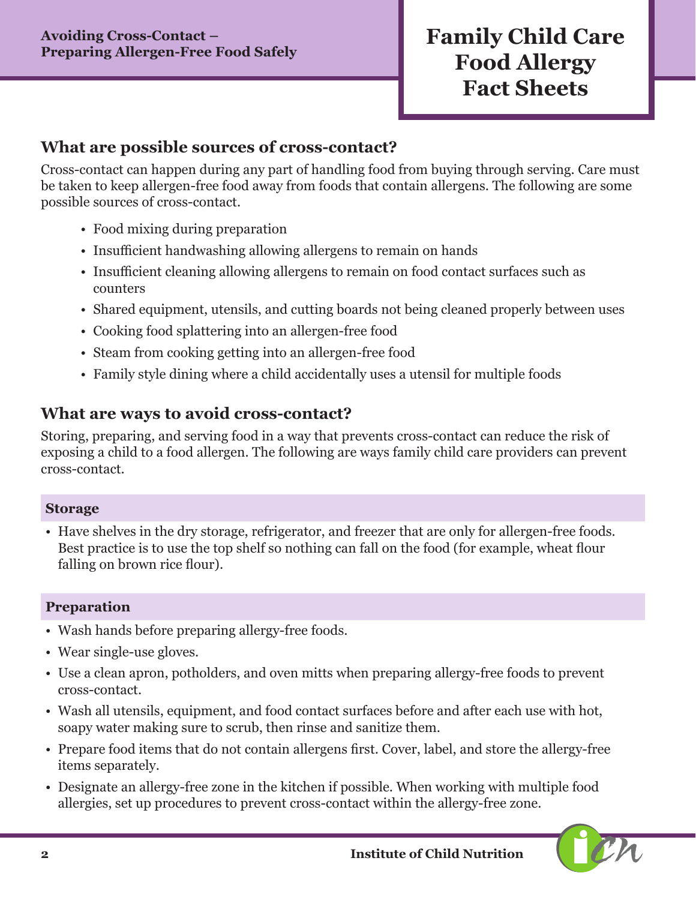## What are possible sources of cross-contact?

Cross-contact can happen during any part of handling food from buying through serving. Care must be taken to keep allergen-free food away from foods that contain allergens. The following are some possible sources of cross-contact.

- Food mixing during preparation
- Insufficient handwashing allowing allergens to remain on hands
- Insufficient cleaning allowing allergens to remain on food contact surfaces such as counters
- Shared equipment, utensils, and cutting boards not being cleaned properly between uses
- Cooking food splattering into an allergen-free food
- Steam from cooking getting into an allergen-free food
- Family style dining where a child accidentally uses a utensil for multiple foods

## What are ways to avoid cross-contact?

Storing, preparing, and serving food in a way that prevents cross-contact can reduce the risk of exposing a child to a food allergen. The following are ways family child care providers can prevent cross-contact.

### Storage

- Have shelves in the dry storage, refrigerator, and freezer that are only for allergen-free foods. Best practice is to use the top shelf so nothing can fall on the food (for example, wheat flour falling on brown rice flour).

### Preparation

- Wash hands before preparing allergy-free foods.
- Wear single-use gloves.
- Use a clean apron, potholders, and oven mitts when preparing allergy-free foods to prevent cross-contact.
- Wash all utensils, equipment, and food contact surfaces before and after each use with hot, soapy water making sure to scrub, then rinse and sanitize them.
- Prepare food items that do not contain allergens first. Cover, label, and store the allergy-free items separately.
- Designate an allergy-free zone in the kitchen if possible. When working with multiple food allergies, set up procedures to prevent cross-contact within the allergy-free zone.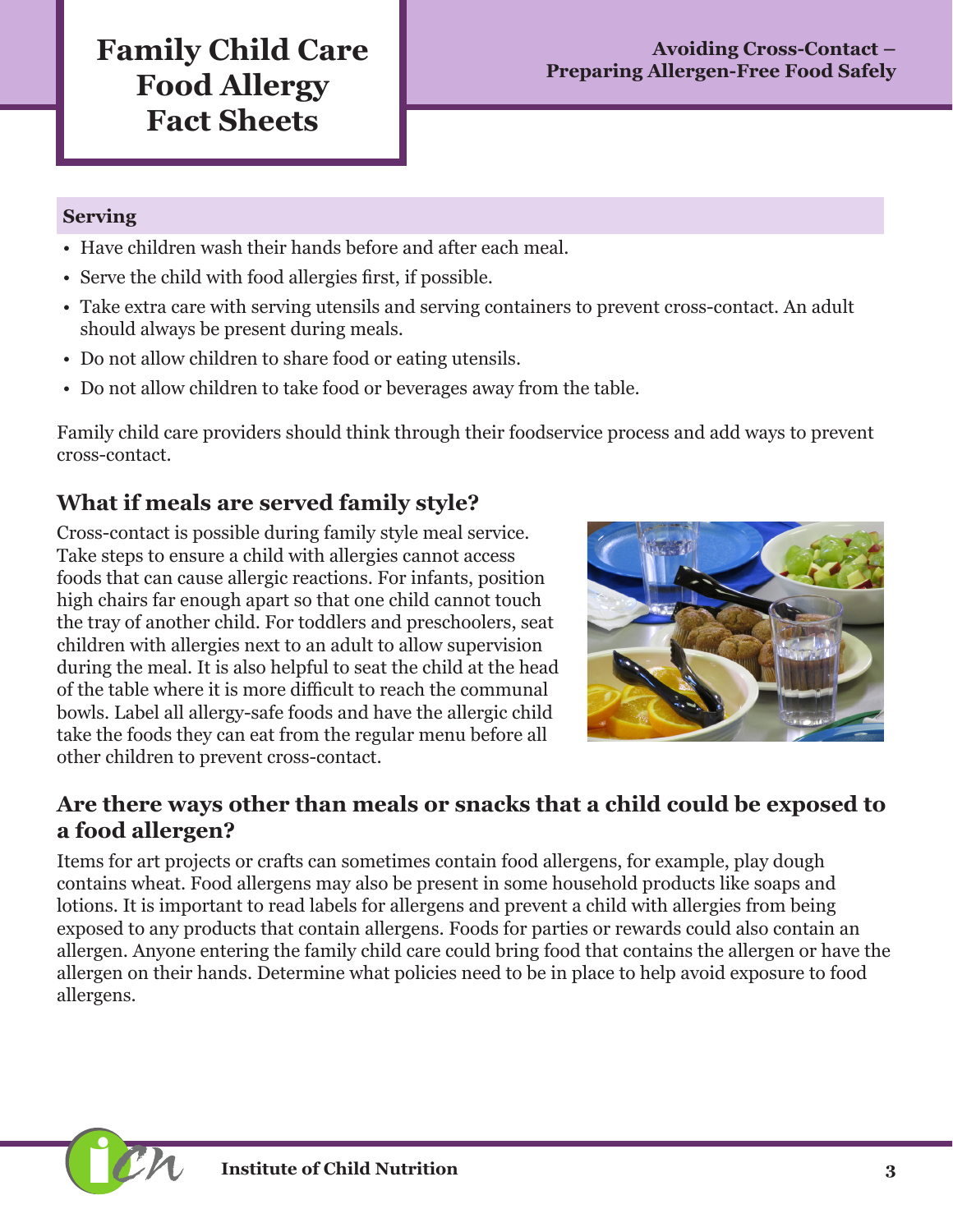### Serving

- Have children wash their hands before and after each meal.
- Serve the child with food allergies first, if possible.
- Take extra care with serving utensils and serving containers to prevent cross-contact. An adult should always be present during meals.
- Do not allow children to share food or eating utensils.
- Do not allow children to take food or beverages away from the table.

Family child care providers should think through their foodservice process and add ways to prevent cross-contact.

## What if meals are served family style?

Cross-contact is possible during family style meal service. Take steps to ensure a child with allergies cannot access foods that can cause allergic reactions. For infants, position high chairs far enough apart so that one child cannot touch the tray of another child. For toddlers and preschoolers, seat children with allergies next to an adult to allow supervision during the meal. It is also helpful to seat the child at the head of the table where it is more difficult to reach the communal bowls. Label all allergy-safe foods and have the allergic child take the foods they can eat from the regular menu before all other children to prevent cross-contact.

## Are there ways other than meals or snacks that a child could be exposed to a food allergen?

Items for art projects or crafts can sometimes contain food allergens, for example, play dough contains wheat. Food allergens may also be present in some household products like soaps and lotions. It is important to read labels for allergens and prevent a child with allergies from being exposed to any products that contain allergens. Foods for parties or rewards could also contain an allergen. Anyone entering the family child care could bring food that contains the allergen or have the allergen on their hands. Determine what policies need to be in place to help avoid exposure to food allergens.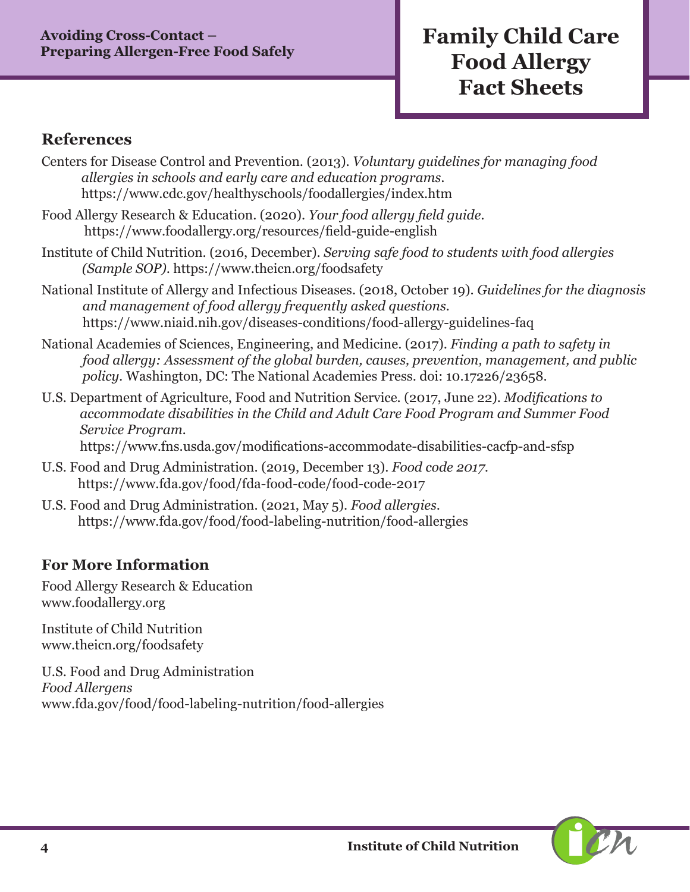## References

Centers for Disease Control and Prevention. (2013). *Voluntary guidelines for managing food allergies in schools and early care and education programs.* https://www.cdc.gov/healthyschools/foodallergies/index.htm

Food Allergy Research & Education. (2020). *Your food allergy field guide.* https://www.foodallergy.org/resources/field-guide-english

Institute of Child Nutrition. (2016, December). *Serving safe food to students with food allergies (Sample SOP).* https://www.theicn.org/foodsafety

National Institute of Allergy and Infectious Diseases. (2018, October 19). *Guidelines for the diagnosis and management of food allergy frequently asked questions.* https://www.niaid.nih.gov/diseases-conditions/food-allergy-guidelines-faq

National Academies of Sciences, Engineering, and Medicine. (2017). *Finding a path to safety in food allergy: Assessment of the global burden, causes, prevention, management, and public policy.* Washington, DC: The National Academies Press. doi: 10.17226/23658.

U.S. Department of Agriculture, Food and Nutrition Service. (2017, June 22). *Modifications to accommodate disabilities in the Child and Adult Care Food Program and Summer Food Service Program.* https://www.fns.usda.gov/modifications-accommodate-disabilities-cacfp-and-sfsp

U.S. Food and Drug Administration. (2019, December 13). *Food code 2017.* https://www.fda.gov/food/fda-food-code/food-code-2017

U.S. Food and Drug Administration. (2021, May 5). *Food allergies.* https://www.fda.gov/food/food-labeling-nutrition/food-allergies

## For More Information

Food Allergy Research & Education
www.foodallergy.org

Institute of Child Nutrition
www.theicn.org/foodsafety

U.S. Food and Drug Administration
*Food Allergens*
www.fda.gov/food/food-labeling-nutrition/food-allergies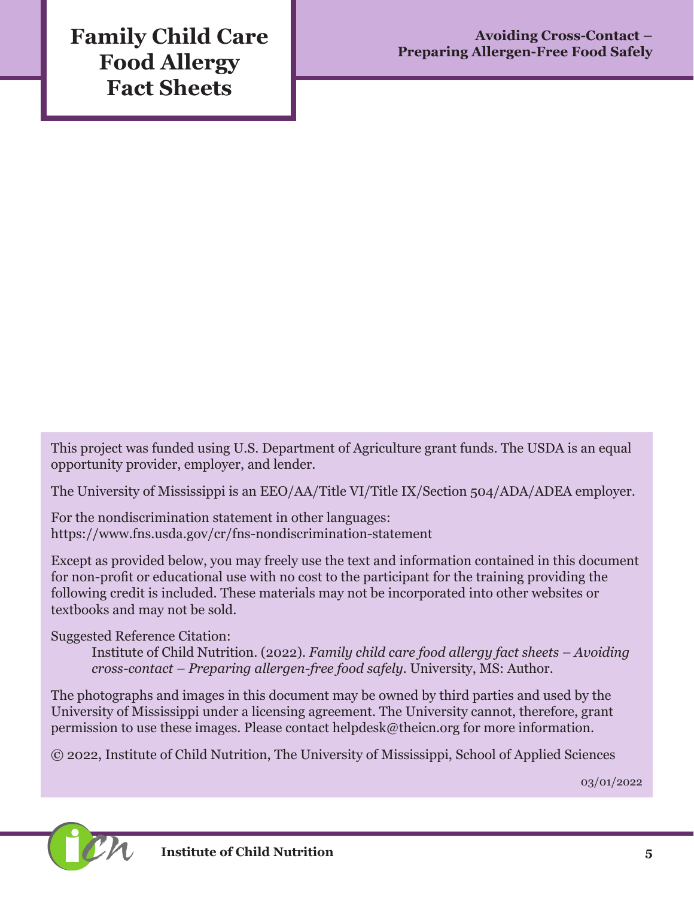This project was funded using U.S. Department of Agriculture grant funds. The USDA is an equal opportunity provider, employer, and lender.

The University of Mississippi is an EEO/AA/Title VI/Title IX/Section 504/ADA/ADEA employer.

For the nondiscrimination statement in other languages: https://www.fns.usda.gov/cr/fns-nondiscrimination-statement

Except as provided below, you may freely use the text and information contained in this document for non-profit or educational use with no cost to the participant for the training providing the following credit is included. These materials may not be incorporated into other websites or textbooks and may not be sold.

Suggested Reference Citation:

> Institute of Child Nutrition. (2022). *Family child care food allergy fact sheets – Avoiding cross-contact – Preparing allergen-free food safely*. University, MS: Author.

The photographs and images in this document may be owned by third parties and used by the University of Mississippi under a licensing agreement. The University cannot, therefore, grant permission to use these images. Please contact helpdesk@theicn.org for more information.

© 2022, Institute of Child Nutrition, The University of Mississippi, School of Applied Sciences

03/01/2022